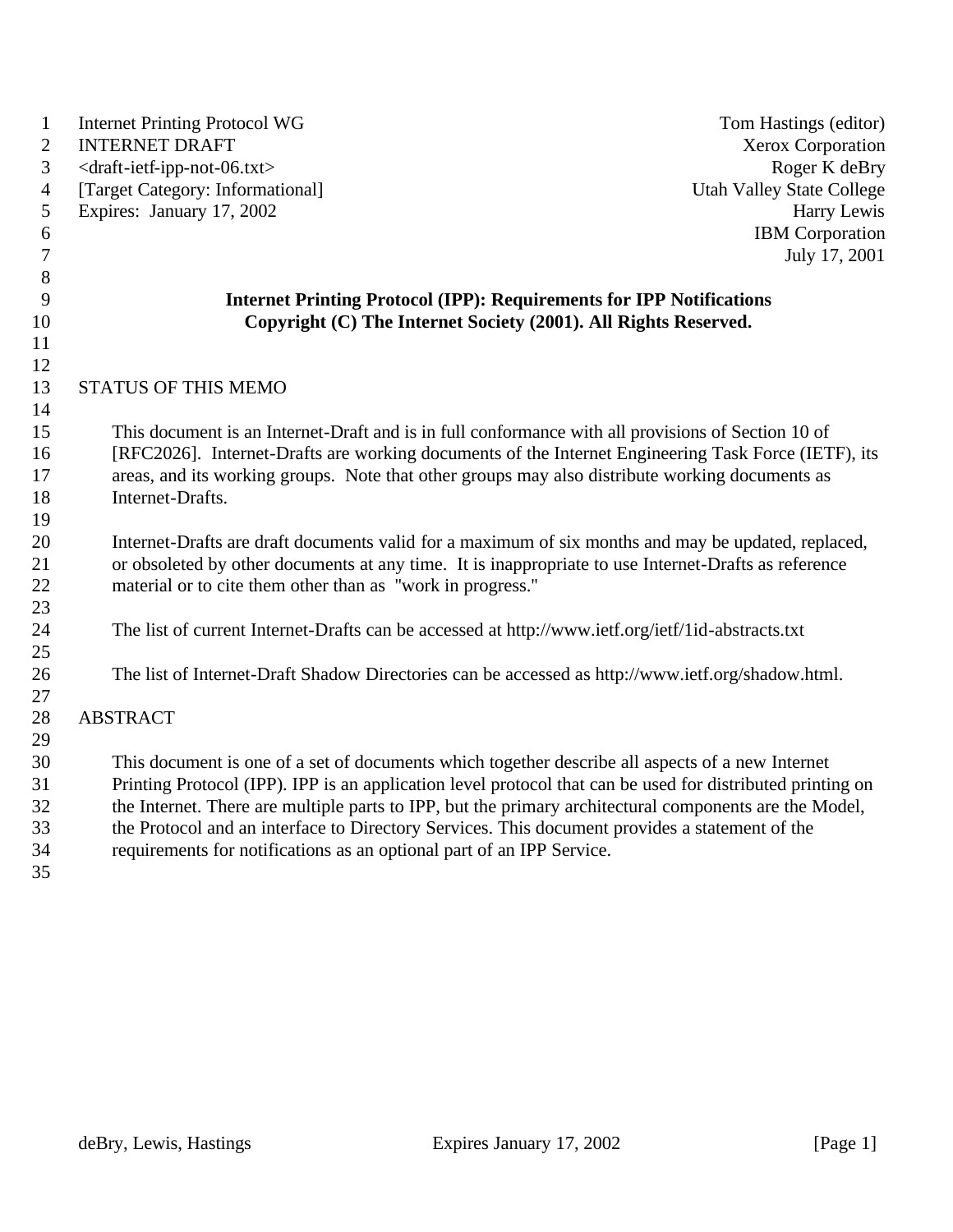Internet Printing Protocol WG | Tom Hastings (editor)
INTERNET DRAFT | Xerox Corporation
<draft-ietf-ipp-not-06.txt> | Roger K deBry
[Target Category: Informational] | Utah Valley State College
Expires: January 17, 2002 | Harry Lewis
IBM Corporation
July 17, 2001

**Internet Printing Protocol (IPP): Requirements for IPP Notifications**
**Copyright (C) The Internet Society (2001). All Rights Reserved.**

## STATUS OF THIS MEMO

This document is an Internet-Draft and is in full conformance with all provisions of Section 10 of [RFC2026]. Internet-Drafts are working documents of the Internet Engineering Task Force (IETF), its areas, and its working groups. Note that other groups may also distribute working documents as Internet-Drafts.

Internet-Drafts are draft documents valid for a maximum of six months and may be updated, replaced, or obsoleted by other documents at any time. It is inappropriate to use Internet-Drafts as reference material or to cite them other than as "work in progress."

The list of current Internet-Drafts can be accessed at http://www.ietf.org/ietf/1id-abstracts.txt

The list of Internet-Draft Shadow Directories can be accessed as http://www.ietf.org/shadow.html.

## ABSTRACT

This document is one of a set of documents which together describe all aspects of a new Internet Printing Protocol (IPP). IPP is an application level protocol that can be used for distributed printing on the Internet. There are multiple parts to IPP, but the primary architectural components are the Model, the Protocol and an interface to Directory Services. This document provides a statement of the requirements for notifications as an optional part of an IPP Service.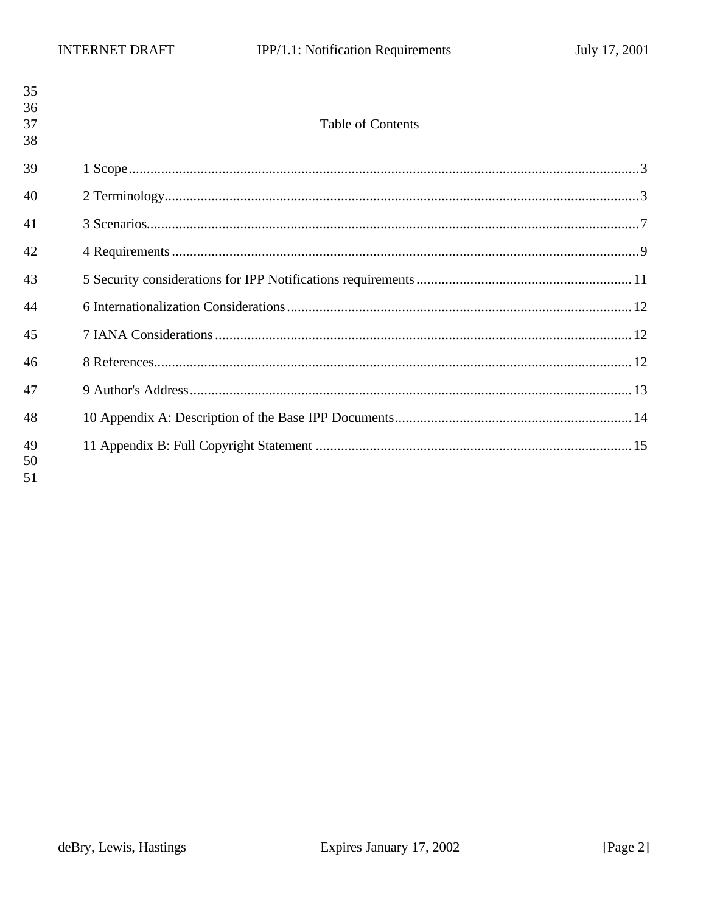# Table of Contents

1 Scope ........................................................................................................................................ 3

2 Terminology ............................................................................................................................... 3

3 Scenarios ................................................................................................................................... 7

4 Requirements ............................................................................................................................ 9

5 Security considerations for IPP Notifications requirements ........................................................ 11

6 Internationalization Considerations ........................................................................................... 12

7 IANA Considerations ................................................................................................................ 12

8 References ................................................................................................................................. 12

9 Author's Address ....................................................................................................................... 13

10 Appendix A: Description of the Base IPP Documents .............................................................. 14

11 Appendix B: Full Copyright Statement .................................................................................... 15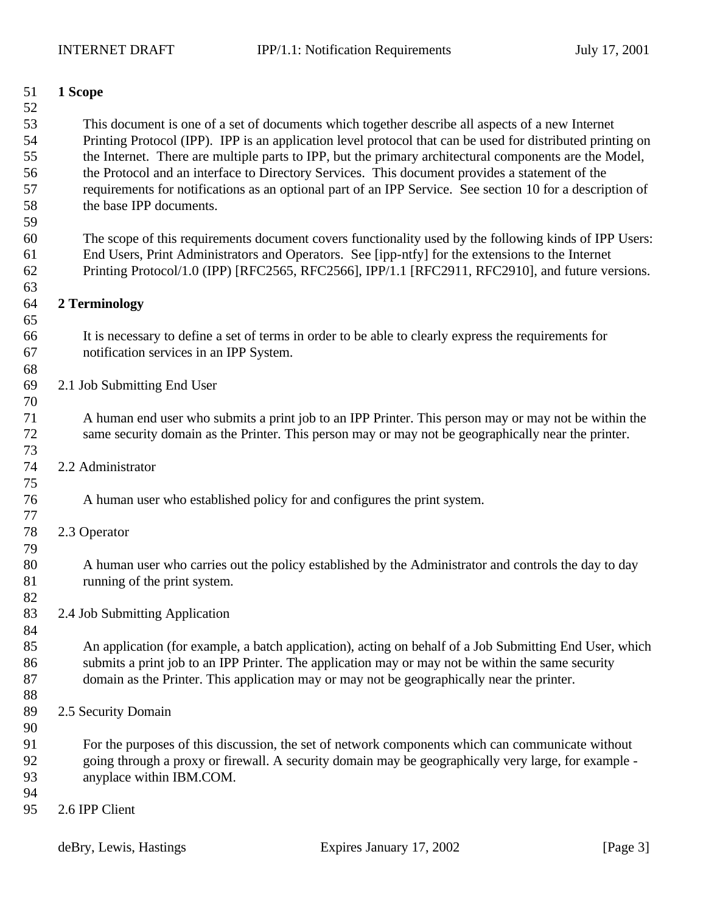# 1 Scope

This document is one of a set of documents which together describe all aspects of a new Internet Printing Protocol (IPP). IPP is an application level protocol that can be used for distributed printing on the Internet. There are multiple parts to IPP, but the primary architectural components are the Model, the Protocol and an interface to Directory Services. This document provides a statement of the requirements for notifications as an optional part of an IPP Service. See section 10 for a description of the base IPP documents.

The scope of this requirements document covers functionality used by the following kinds of IPP Users: End Users, Print Administrators and Operators. See [ipp-ntfy] for the extensions to the Internet Printing Protocol/1.0 (IPP) [RFC2565, RFC2566], IPP/1.1 [RFC2911, RFC2910], and future versions.

# 2 Terminology

It is necessary to define a set of terms in order to be able to clearly express the requirements for notification services in an IPP System.

## 2.1 Job Submitting End User

A human end user who submits a print job to an IPP Printer. This person may or may not be within the same security domain as the Printer. This person may or may not be geographically near the printer.

## 2.2 Administrator

A human user who established policy for and configures the print system.

## 2.3 Operator

A human user who carries out the policy established by the Administrator and controls the day to day running of the print system.

## 2.4 Job Submitting Application

An application (for example, a batch application), acting on behalf of a Job Submitting End User, which submits a print job to an IPP Printer. The application may or may not be within the same security domain as the Printer. This application may or may not be geographically near the printer.

## 2.5 Security Domain

For the purposes of this discussion, the set of network components which can communicate without going through a proxy or firewall. A security domain may be geographically very large, for example - anyplace within IBM.COM.

## 2.6 IPP Client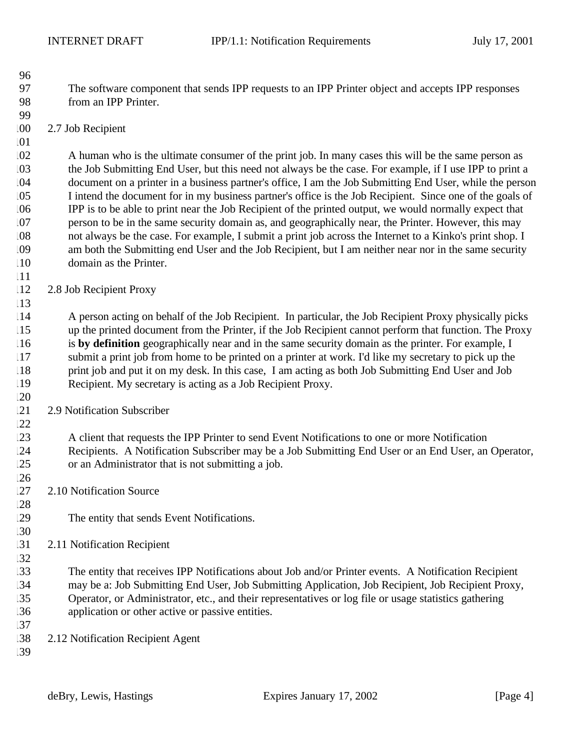The software component that sends IPP requests to an IPP Printer object and accepts IPP responses from an IPP Printer.

## 2.7 Job Recipient

A human who is the ultimate consumer of the print job. In many cases this will be the same person as the Job Submitting End User, but this need not always be the case. For example, if I use IPP to print a document on a printer in a business partner's office, I am the Job Submitting End User, while the person I intend the document for in my business partner's office is the Job Recipient. Since one of the goals of IPP is to be able to print near the Job Recipient of the printed output, we would normally expect that person to be in the same security domain as, and geographically near, the Printer. However, this may not always be the case. For example, I submit a print job across the Internet to a Kinko's print shop. I am both the Submitting end User and the Job Recipient, but I am neither near nor in the same security domain as the Printer.

## 2.8 Job Recipient Proxy

A person acting on behalf of the Job Recipient. In particular, the Job Recipient Proxy physically picks up the printed document from the Printer, if the Job Recipient cannot perform that function. The Proxy is **by definition** geographically near and in the same security domain as the printer. For example, I submit a print job from home to be printed on a printer at work. I'd like my secretary to pick up the print job and put it on my desk. In this case, I am acting as both Job Submitting End User and Job Recipient. My secretary is acting as a Job Recipient Proxy.

## 2.9 Notification Subscriber

A client that requests the IPP Printer to send Event Notifications to one or more Notification Recipients. A Notification Subscriber may be a Job Submitting End User or an End User, an Operator, or an Administrator that is not submitting a job.

## 2.10 Notification Source

The entity that sends Event Notifications.

## 2.11 Notification Recipient

The entity that receives IPP Notifications about Job and/or Printer events. A Notification Recipient may be a: Job Submitting End User, Job Submitting Application, Job Recipient, Job Recipient Proxy, Operator, or Administrator, etc., and their representatives or log file or usage statistics gathering application or other active or passive entities.

## 2.12 Notification Recipient Agent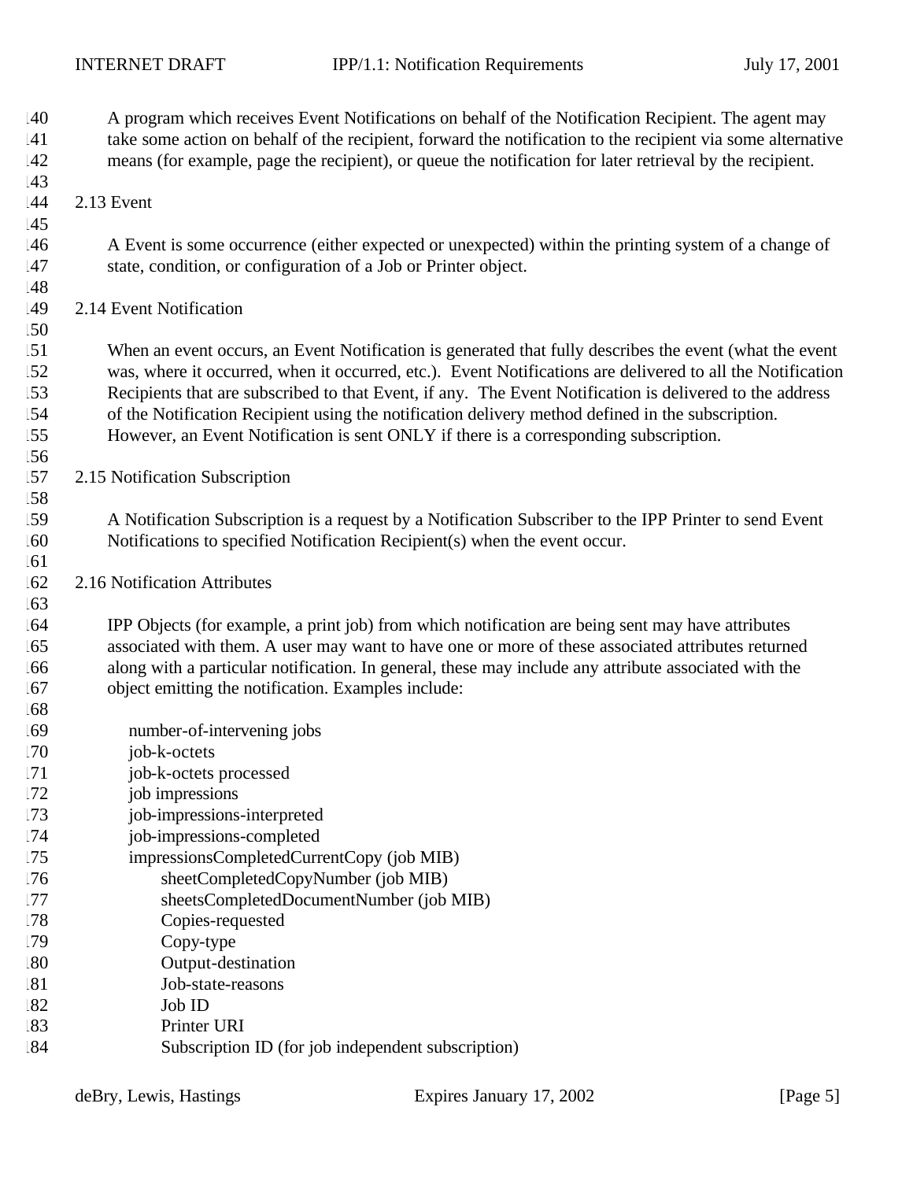A program which receives Event Notifications on behalf of the Notification Recipient. The agent may take some action on behalf of the recipient, forward the notification to the recipient via some alternative means (for example, page the recipient), or queue the notification for later retrieval by the recipient.

## 2.13 Event

A Event is some occurrence (either expected or unexpected) within the printing system of a change of state, condition, or configuration of a Job or Printer object.

## 2.14 Event Notification

When an event occurs, an Event Notification is generated that fully describes the event (what the event was, where it occurred, when it occurred, etc.). Event Notifications are delivered to all the Notification Recipients that are subscribed to that Event, if any. The Event Notification is delivered to the address of the Notification Recipient using the notification delivery method defined in the subscription. However, an Event Notification is sent ONLY if there is a corresponding subscription.

## 2.15 Notification Subscription

A Notification Subscription is a request by a Notification Subscriber to the IPP Printer to send Event Notifications to specified Notification Recipient(s) when the event occur.

## 2.16 Notification Attributes

IPP Objects (for example, a print job) from which notification are being sent may have attributes associated with them. A user may want to have one or more of these associated attributes returned along with a particular notification. In general, these may include any attribute associated with the object emitting the notification. Examples include:

- number-of-intervening jobs
- job-k-octets
- job-k-octets processed
- job impressions
- job-impressions-interpreted
- job-impressions-completed
- impressionsCompletedCurrentCopy (job MIB)
  - sheetCompletedCopyNumber (job MIB)
  - sheetsCompletedDocumentNumber (job MIB)
  - Copies-requested
  - Copy-type
  - Output-destination
  - Job-state-reasons
  - Job ID
  - Printer URI
  - Subscription ID (for job independent subscription)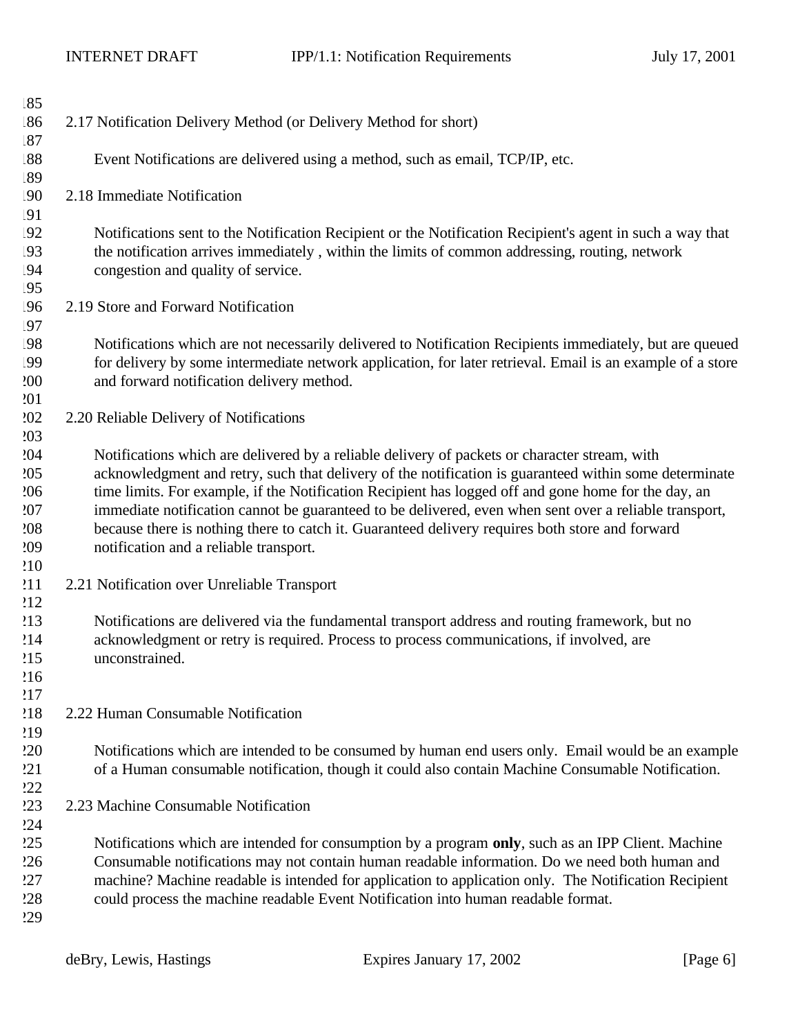### 2.17 Notification Delivery Method (or Delivery Method for short)

Event Notifications are delivered using a method, such as email, TCP/IP, etc.

### 2.18 Immediate Notification

Notifications sent to the Notification Recipient or the Notification Recipient's agent in such a way that the notification arrives immediately , within the limits of common addressing, routing, network congestion and quality of service.

### 2.19 Store and Forward Notification

Notifications which are not necessarily delivered to Notification Recipients immediately, but are queued for delivery by some intermediate network application, for later retrieval. Email is an example of a store and forward notification delivery method.

### 2.20 Reliable Delivery of Notifications

Notifications which are delivered by a reliable delivery of packets or character stream, with acknowledgment and retry, such that delivery of the notification is guaranteed within some determinate time limits. For example, if the Notification Recipient has logged off and gone home for the day, an immediate notification cannot be guaranteed to be delivered, even when sent over a reliable transport, because there is nothing there to catch it. Guaranteed delivery requires both store and forward notification and a reliable transport.

### 2.21 Notification over Unreliable Transport

Notifications are delivered via the fundamental transport address and routing framework, but no acknowledgment or retry is required. Process to process communications, if involved, are unconstrained.

### 2.22 Human Consumable Notification

Notifications which are intended to be consumed by human end users only. Email would be an example of a Human consumable notification, though it could also contain Machine Consumable Notification.

### 2.23 Machine Consumable Notification

Notifications which are intended for consumption by a program **only**, such as an IPP Client. Machine Consumable notifications may not contain human readable information. Do we need both human and machine? Machine readable is intended for application to application only. The Notification Recipient could process the machine readable Event Notification into human readable format.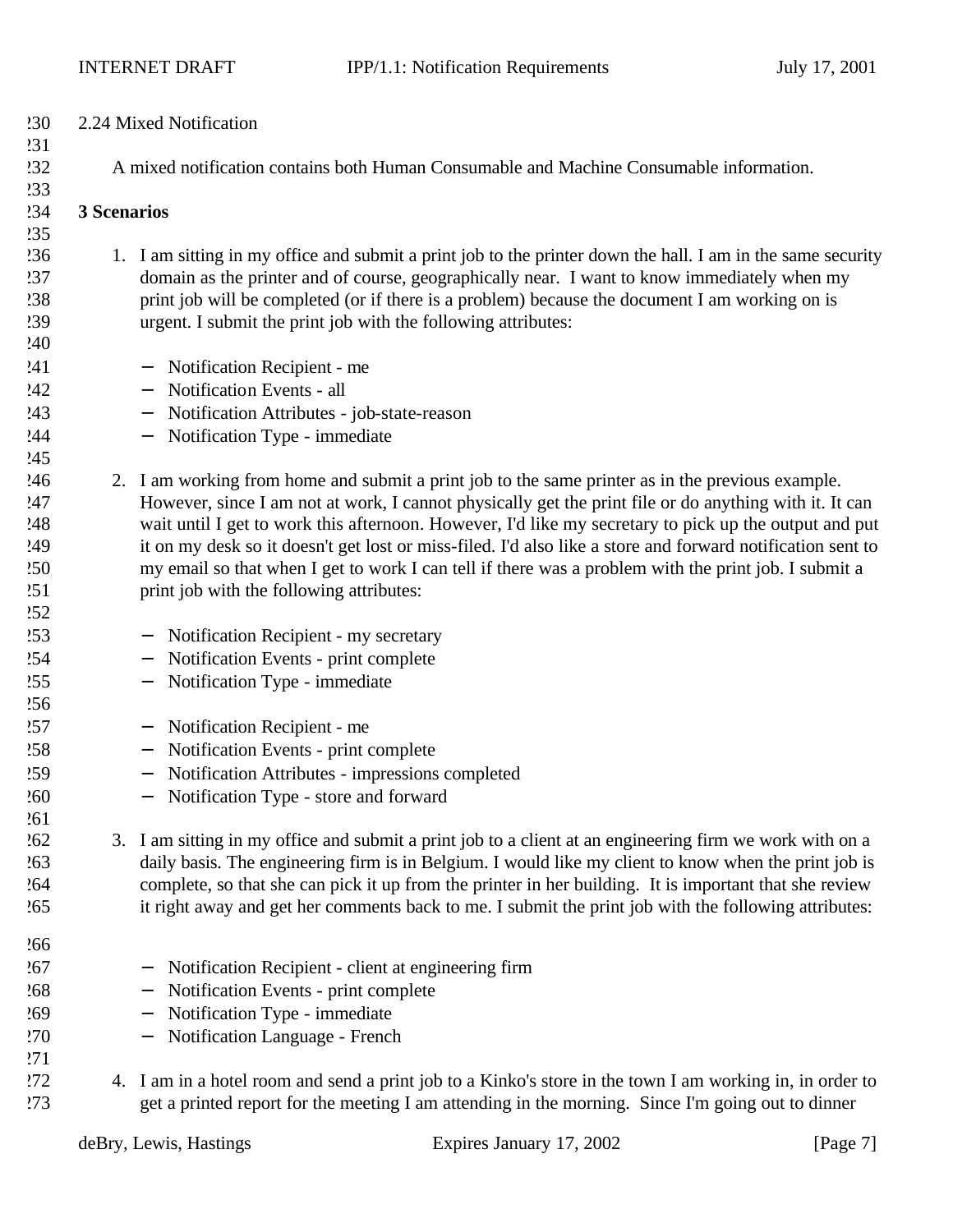2.24 Mixed Notification

A mixed notification contains both Human Consumable and Machine Consumable information.

## 3 Scenarios

1. I am sitting in my office and submit a print job to the printer down the hall. I am in the same security domain as the printer and of course, geographically near. I want to know immediately when my print job will be completed (or if there is a problem) because the document I am working on is urgent. I submit the print job with the following attributes:

   - Notification Recipient - me
   - Notification Events - all
   - Notification Attributes - job-state-reason
   - Notification Type - immediate

2. I am working from home and submit a print job to the same printer as in the previous example. However, since I am not at work, I cannot physically get the print file or do anything with it. It can wait until I get to work this afternoon. However, I'd like my secretary to pick up the output and put it on my desk so it doesn't get lost or miss-filed. I'd also like a store and forward notification sent to my email so that when I get to work I can tell if there was a problem with the print job. I submit a print job with the following attributes:

   - Notification Recipient - my secretary
   - Notification Events - print complete
   - Notification Type - immediate

   - Notification Recipient - me
   - Notification Events - print complete
   - Notification Attributes - impressions completed
   - Notification Type - store and forward

3. I am sitting in my office and submit a print job to a client at an engineering firm we work with on a daily basis. The engineering firm is in Belgium. I would like my client to know when the print job is complete, so that she can pick it up from the printer in her building. It is important that she review it right away and get her comments back to me. I submit the print job with the following attributes:

   - Notification Recipient - client at engineering firm
   - Notification Events - print complete
   - Notification Type - immediate
   - Notification Language - French

4. I am in a hotel room and send a print job to a Kinko's store in the town I am working in, in order to get a printed report for the meeting I am attending in the morning. Since I'm going out to dinner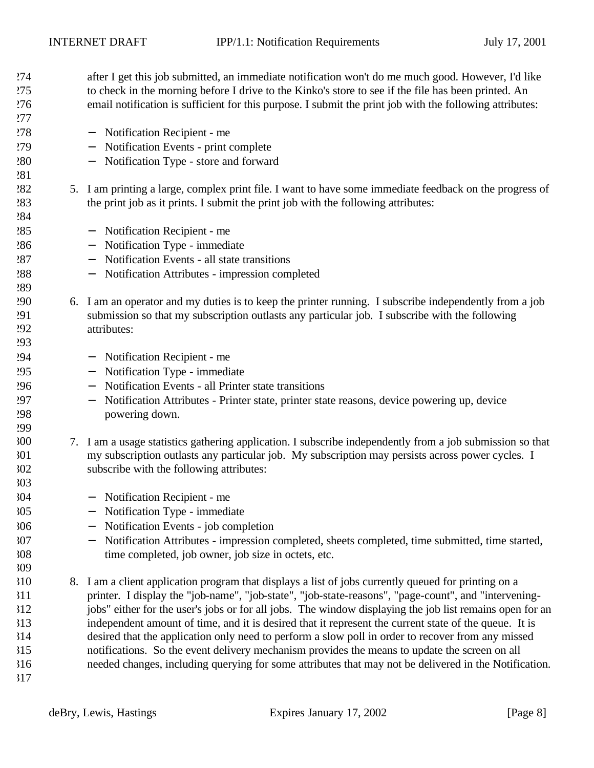after I get this job submitted, an immediate notification won't do me much good. However, I'd like to check in the morning before I drive to the Kinko's store to see if the file has been printed. An email notification is sufficient for this purpose. I submit the print job with the following attributes:

- Notification Recipient - me
- Notification Events - print complete
- Notification Type - store and forward

5. I am printing a large, complex print file. I want to have some immediate feedback on the progress of the print job as it prints. I submit the print job with the following attributes:

   - Notification Recipient - me
   - Notification Type - immediate
   - Notification Events - all state transitions
   - Notification Attributes - impression completed

6. I am an operator and my duties is to keep the printer running. I subscribe independently from a job submission so that my subscription outlasts any particular job. I subscribe with the following attributes:

   - Notification Recipient - me
   - Notification Type - immediate
   - Notification Events - all Printer state transitions
   - Notification Attributes - Printer state, printer state reasons, device powering up, device powering down.

7. I am a usage statistics gathering application. I subscribe independently from a job submission so that my subscription outlasts any particular job. My subscription may persists across power cycles. I subscribe with the following attributes:

   - Notification Recipient - me
   - Notification Type - immediate
   - Notification Events - job completion
   - Notification Attributes - impression completed, sheets completed, time submitted, time started, time completed, job owner, job size in octets, etc.

8. I am a client application program that displays a list of jobs currently queued for printing on a printer. I display the "job-name", "job-state", "job-state-reasons", "page-count", and "intervening-jobs" either for the user's jobs or for all jobs. The window displaying the job list remains open for an independent amount of time, and it is desired that it represent the current state of the queue. It is desired that the application only need to perform a slow poll in order to recover from any missed notifications. So the event delivery mechanism provides the means to update the screen on all needed changes, including querying for some attributes that may not be delivered in the Notification.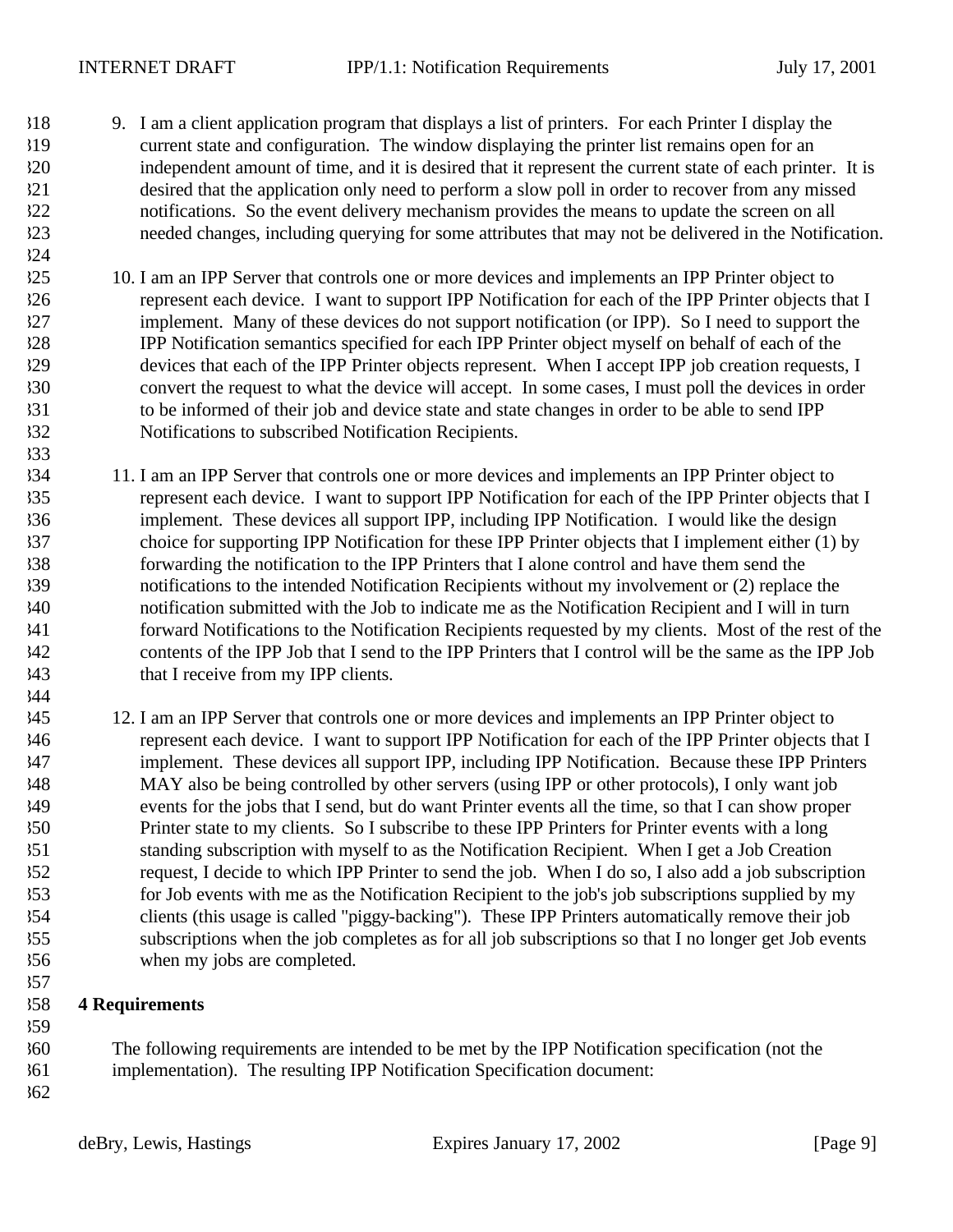9. I am a client application program that displays a list of printers. For each Printer I display the current state and configuration. The window displaying the printer list remains open for an independent amount of time, and it is desired that it represent the current state of each printer. It is desired that the application only need to perform a slow poll in order to recover from any missed notifications. So the event delivery mechanism provides the means to update the screen on all needed changes, including querying for some attributes that may not be delivered in the Notification.

10. I am an IPP Server that controls one or more devices and implements an IPP Printer object to represent each device. I want to support IPP Notification for each of the IPP Printer objects that I implement. Many of these devices do not support notification (or IPP). So I need to support the IPP Notification semantics specified for each IPP Printer object myself on behalf of each of the devices that each of the IPP Printer objects represent. When I accept IPP job creation requests, I convert the request to what the device will accept. In some cases, I must poll the devices in order to be informed of their job and device state and state changes in order to be able to send IPP Notifications to subscribed Notification Recipients.

11. I am an IPP Server that controls one or more devices and implements an IPP Printer object to represent each device. I want to support IPP Notification for each of the IPP Printer objects that I implement. These devices all support IPP, including IPP Notification. I would like the design choice for supporting IPP Notification for these IPP Printer objects that I implement either (1) by forwarding the notification to the IPP Printers that I alone control and have them send the notifications to the intended Notification Recipients without my involvement or (2) replace the notification submitted with the Job to indicate me as the Notification Recipient and I will in turn forward Notifications to the Notification Recipients requested by my clients. Most of the rest of the contents of the IPP Job that I send to the IPP Printers that I control will be the same as the IPP Job that I receive from my IPP clients.

12. I am an IPP Server that controls one or more devices and implements an IPP Printer object to represent each device. I want to support IPP Notification for each of the IPP Printer objects that I implement. These devices all support IPP, including IPP Notification. Because these IPP Printers MAY also be being controlled by other servers (using IPP or other protocols), I only want job events for the jobs that I send, but do want Printer events all the time, so that I can show proper Printer state to my clients. So I subscribe to these IPP Printers for Printer events with a long standing subscription with myself to as the Notification Recipient. When I get a Job Creation request, I decide to which IPP Printer to send the job. When I do so, I also add a job subscription for Job events with me as the Notification Recipient to the job's job subscriptions supplied by my clients (this usage is called "piggy-backing"). These IPP Printers automatically remove their job subscriptions when the job completes as for all job subscriptions so that I no longer get Job events when my jobs are completed.

# 4 Requirements

The following requirements are intended to be met by the IPP Notification specification (not the implementation). The resulting IPP Notification Specification document: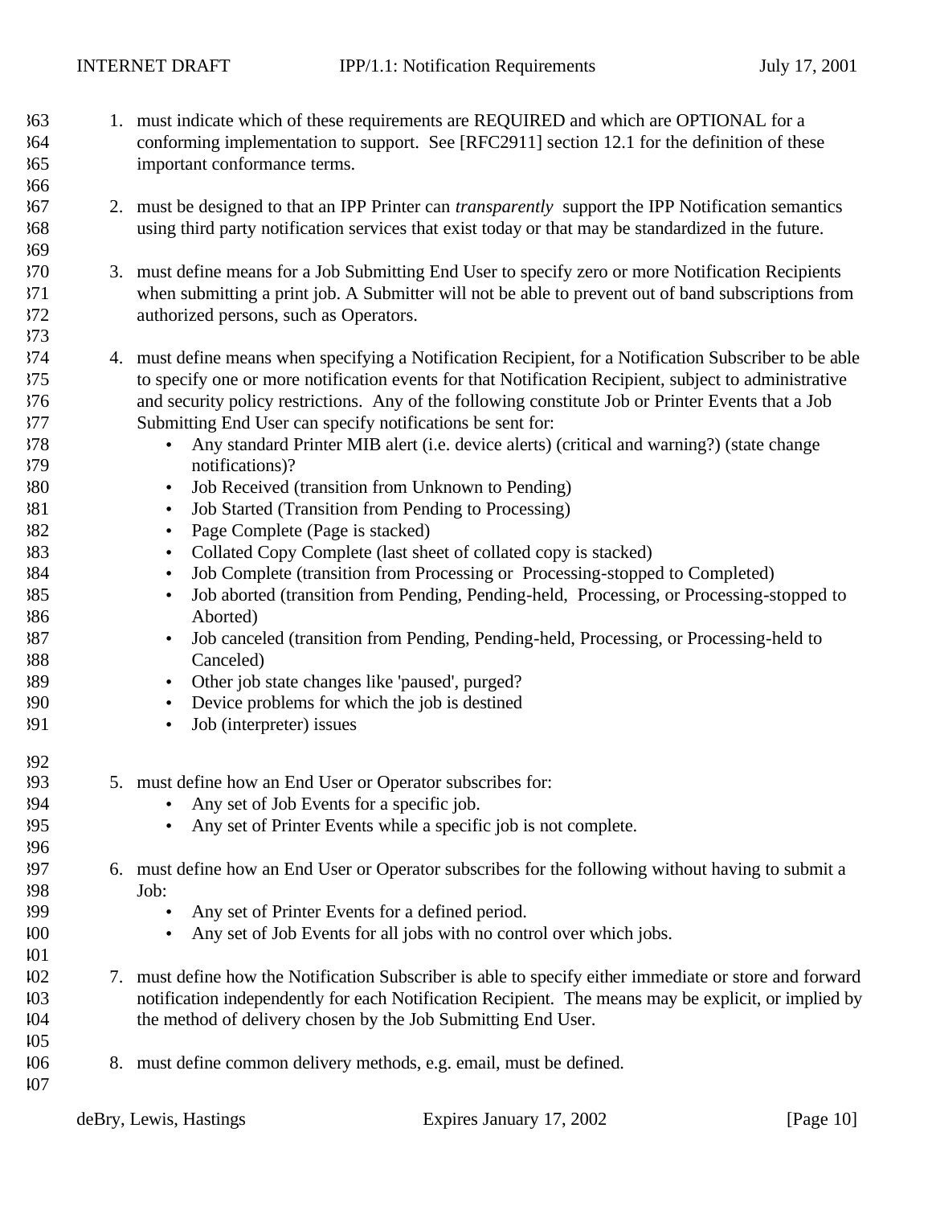1. must indicate which of these requirements are REQUIRED and which are OPTIONAL for a conforming implementation to support. See [RFC2911] section 12.1 for the definition of these important conformance terms.

2. must be designed to that an IPP Printer can *transparently* support the IPP Notification semantics using third party notification services that exist today or that may be standardized in the future.

3. must define means for a Job Submitting End User to specify zero or more Notification Recipients when submitting a print job. A Submitter will not be able to prevent out of band subscriptions from authorized persons, such as Operators.

4. must define means when specifying a Notification Recipient, for a Notification Subscriber to be able to specify one or more notification events for that Notification Recipient, subject to administrative and security policy restrictions. Any of the following constitute Job or Printer Events that a Job Submitting End User can specify notifications be sent for:
   - Any standard Printer MIB alert (i.e. device alerts) (critical and warning?) (state change notifications)?
   - Job Received (transition from Unknown to Pending)
   - Job Started (Transition from Pending to Processing)
   - Page Complete (Page is stacked)
   - Collated Copy Complete (last sheet of collated copy is stacked)
   - Job Complete (transition from Processing or Processing-stopped to Completed)
   - Job aborted (transition from Pending, Pending-held, Processing, or Processing-stopped to Aborted)
   - Job canceled (transition from Pending, Pending-held, Processing, or Processing-held to Canceled)
   - Other job state changes like 'paused', purged?
   - Device problems for which the job is destined
   - Job (interpreter) issues

5. must define how an End User or Operator subscribes for:
   - Any set of Job Events for a specific job.
   - Any set of Printer Events while a specific job is not complete.

6. must define how an End User or Operator subscribes for the following without having to submit a Job:
   - Any set of Printer Events for a defined period.
   - Any set of Job Events for all jobs with no control over which jobs.

7. must define how the Notification Subscriber is able to specify either immediate or store and forward notification independently for each Notification Recipient. The means may be explicit, or implied by the method of delivery chosen by the Job Submitting End User.

8. must define common delivery methods, e.g. email, must be defined.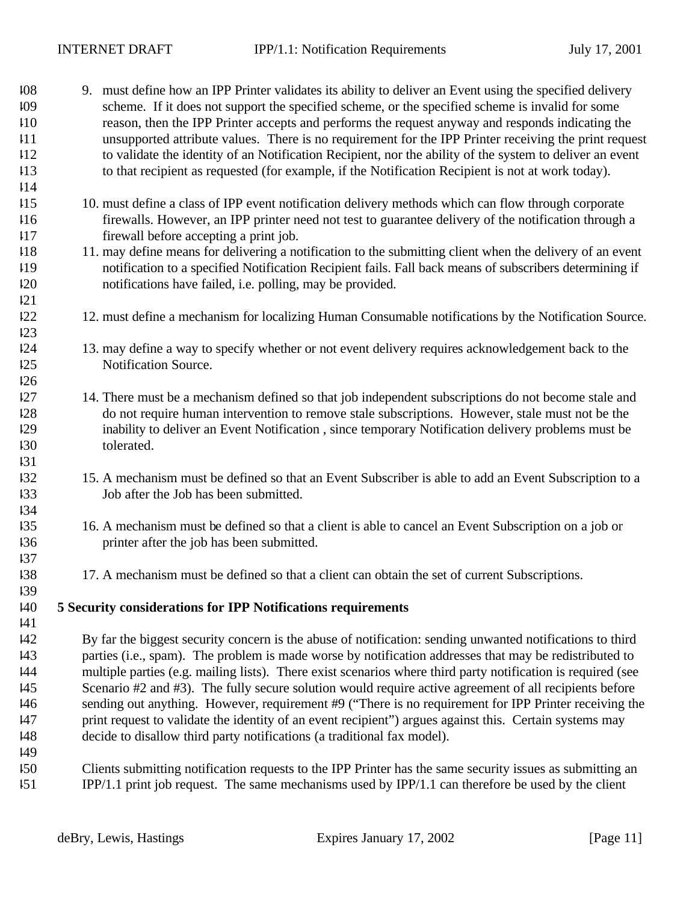9. must define how an IPP Printer validates its ability to deliver an Event using the specified delivery scheme. If it does not support the specified scheme, or the specified scheme is invalid for some reason, then the IPP Printer accepts and performs the request anyway and responds indicating the unsupported attribute values. There is no requirement for the IPP Printer receiving the print request to validate the identity of an Notification Recipient, nor the ability of the system to deliver an event to that recipient as requested (for example, if the Notification Recipient is not at work today).

10. must define a class of IPP event notification delivery methods which can flow through corporate firewalls. However, an IPP printer need not test to guarantee delivery of the notification through a firewall before accepting a print job.
11. may define means for delivering a notification to the submitting client when the delivery of an event notification to a specified Notification Recipient fails. Fall back means of subscribers determining if notifications have failed, i.e. polling, may be provided.

12. must define a mechanism for localizing Human Consumable notifications by the Notification Source.

13. may define a way to specify whether or not event delivery requires acknowledgement back to the Notification Source.

14. There must be a mechanism defined so that job independent subscriptions do not become stale and do not require human intervention to remove stale subscriptions. However, stale must not be the inability to deliver an Event Notification , since temporary Notification delivery problems must be tolerated.

15. A mechanism must be defined so that an Event Subscriber is able to add an Event Subscription to a Job after the Job has been submitted.

16. A mechanism must be defined so that a client is able to cancel an Event Subscription on a job or printer after the job has been submitted.

17. A mechanism must be defined so that a client can obtain the set of current Subscriptions.

## 5 Security considerations for IPP Notifications requirements

By far the biggest security concern is the abuse of notification: sending unwanted notifications to third parties (i.e., spam). The problem is made worse by notification addresses that may be redistributed to multiple parties (e.g. mailing lists). There exist scenarios where third party notification is required (see Scenario #2 and #3). The fully secure solution would require active agreement of all recipients before sending out anything. However, requirement #9 ("There is no requirement for IPP Printer receiving the print request to validate the identity of an event recipient") argues against this. Certain systems may decide to disallow third party notifications (a traditional fax model).

Clients submitting notification requests to the IPP Printer has the same security issues as submitting an IPP/1.1 print job request. The same mechanisms used by IPP/1.1 can therefore be used by the client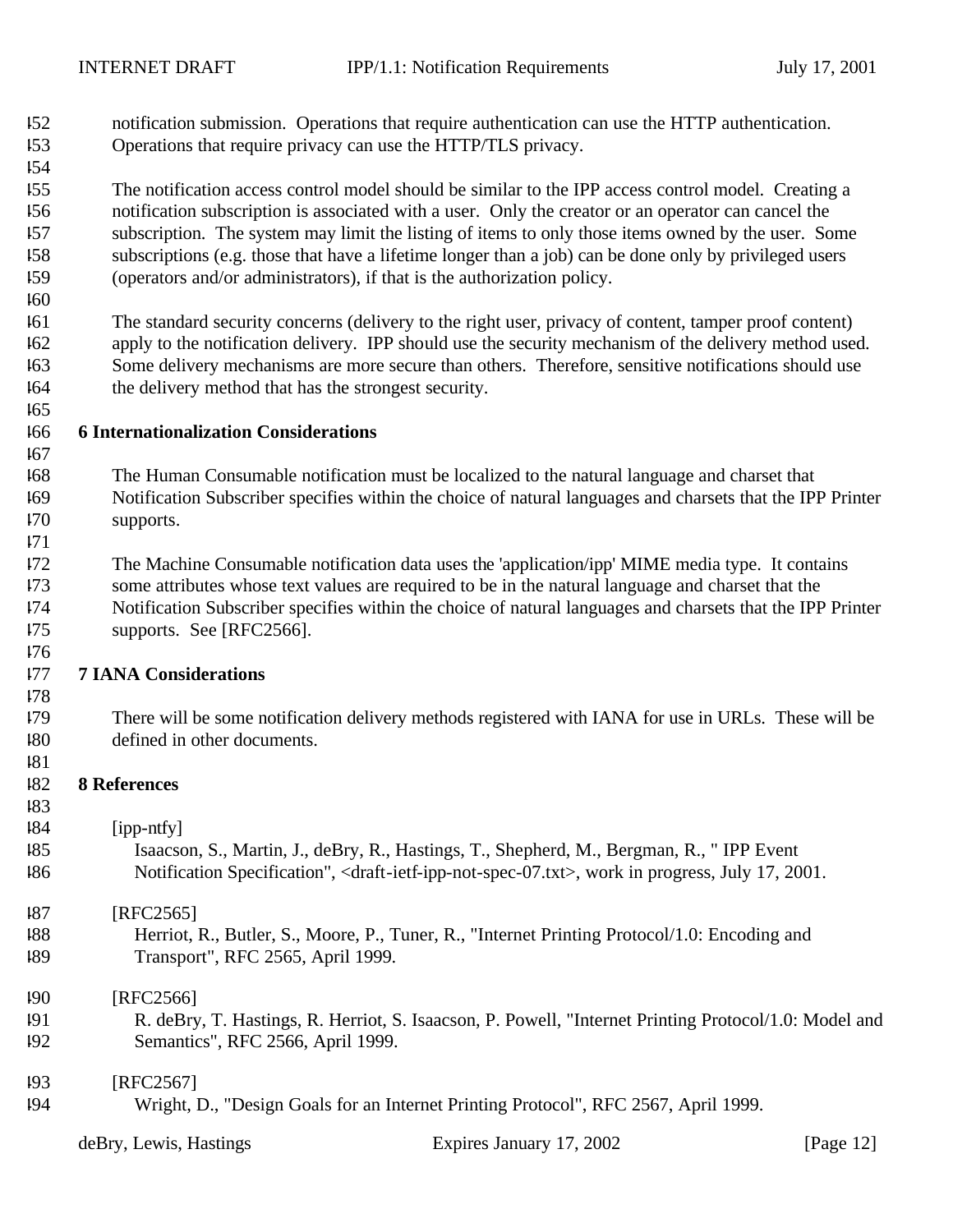notification submission. Operations that require authentication can use the HTTP authentication. Operations that require privacy can use the HTTP/TLS privacy.

The notification access control model should be similar to the IPP access control model. Creating a notification subscription is associated with a user. Only the creator or an operator can cancel the subscription. The system may limit the listing of items to only those items owned by the user. Some subscriptions (e.g. those that have a lifetime longer than a job) can be done only by privileged users (operators and/or administrators), if that is the authorization policy.

The standard security concerns (delivery to the right user, privacy of content, tamper proof content) apply to the notification delivery. IPP should use the security mechanism of the delivery method used. Some delivery mechanisms are more secure than others. Therefore, sensitive notifications should use the delivery method that has the strongest security.

## 6 Internationalization Considerations

The Human Consumable notification must be localized to the natural language and charset that Notification Subscriber specifies within the choice of natural languages and charsets that the IPP Printer supports.

The Machine Consumable notification data uses the 'application/ipp' MIME media type. It contains some attributes whose text values are required to be in the natural language and charset that the Notification Subscriber specifies within the choice of natural languages and charsets that the IPP Printer supports. See [RFC2566].

## 7 IANA Considerations

There will be some notification delivery methods registered with IANA for use in URLs. These will be defined in other documents.

## 8 References

[ipp-ntfy]
Isaacson, S., Martin, J., deBry, R., Hastings, T., Shepherd, M., Bergman, R., " IPP Event Notification Specification", <draft-ietf-ipp-not-spec-07.txt>, work in progress, July 17, 2001.

[RFC2565]
Herriot, R., Butler, S., Moore, P., Tuner, R., "Internet Printing Protocol/1.0: Encoding and Transport", RFC 2565, April 1999.

[RFC2566]
R. deBry, T. Hastings, R. Herriot, S. Isaacson, P. Powell, "Internet Printing Protocol/1.0: Model and Semantics", RFC 2566, April 1999.

[RFC2567]
Wright, D., "Design Goals for an Internet Printing Protocol", RFC 2567, April 1999.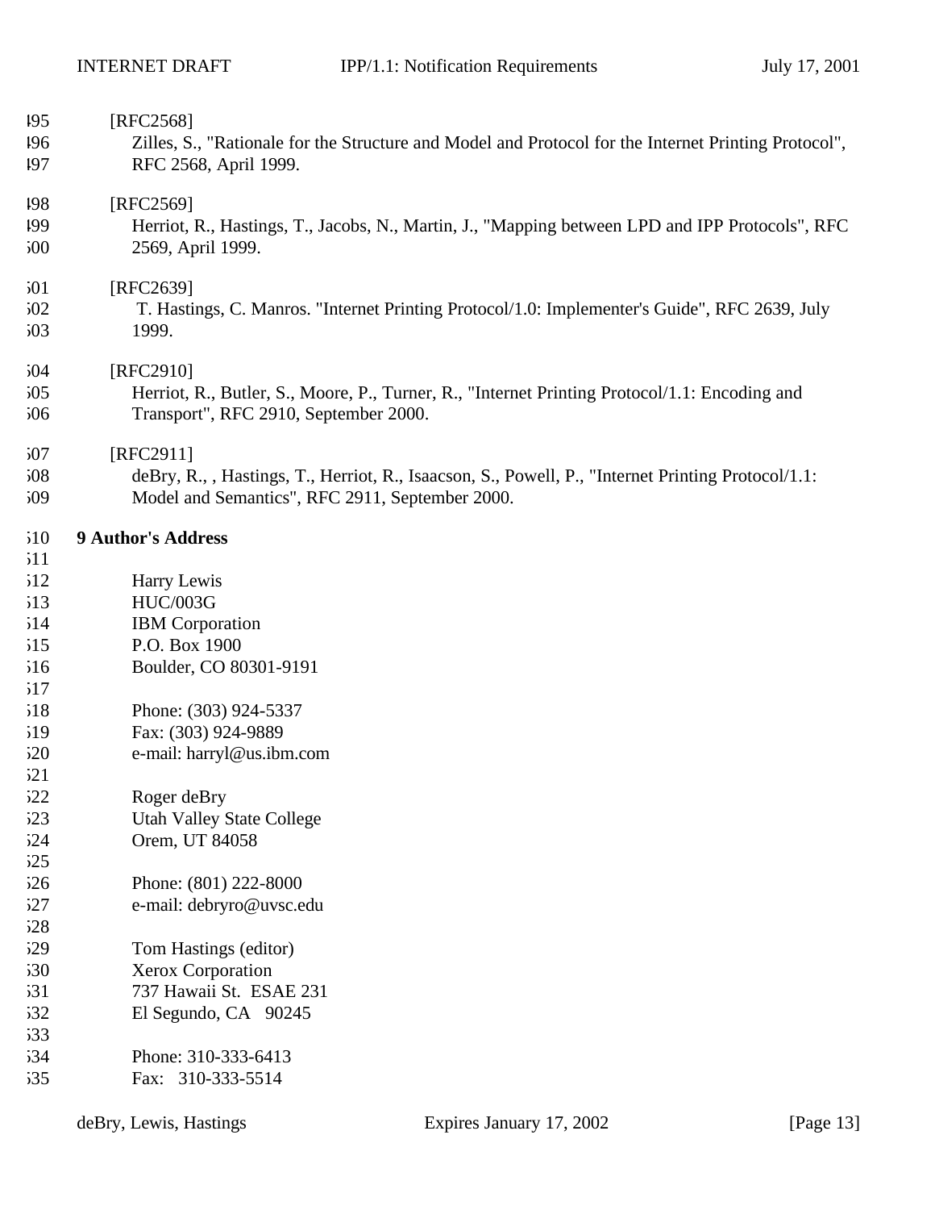[RFC2568]
Zilles, S., "Rationale for the Structure and Model and Protocol for the Internet Printing Protocol", RFC 2568, April 1999.

[RFC2569]
Herriot, R., Hastings, T., Jacobs, N., Martin, J., "Mapping between LPD and IPP Protocols", RFC 2569, April 1999.

[RFC2639]
T. Hastings, C. Manros. "Internet Printing Protocol/1.0: Implementer's Guide", RFC 2639, July 1999.

[RFC2910]
Herriot, R., Butler, S., Moore, P., Turner, R., "Internet Printing Protocol/1.1: Encoding and Transport", RFC 2910, September 2000.

[RFC2911]
deBry, R., , Hastings, T., Herriot, R., Isaacson, S., Powell, P., "Internet Printing Protocol/1.1: Model and Semantics", RFC 2911, September 2000.

## 9 Author's Address

Harry Lewis
HUC/003G
IBM Corporation
P.O. Box 1900
Boulder, CO 80301-9191

Phone: (303) 924-5337
Fax: (303) 924-9889
e-mail: harryl@us.ibm.com

Roger deBry
Utah Valley State College
Orem, UT 84058

Phone: (801) 222-8000
e-mail: debryro@uvsc.edu

Tom Hastings (editor)
Xerox Corporation
737 Hawaii St. ESAE 231
El Segundo, CA 90245

Phone: 310-333-6413
Fax: 310-333-5514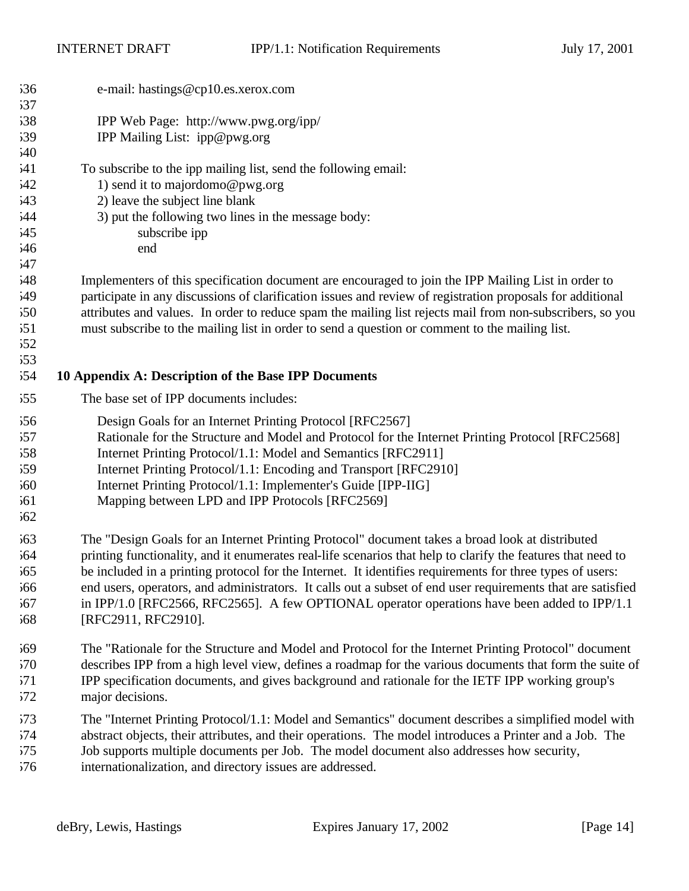e-mail: hastings@cp10.es.xerox.com

IPP Web Page: http://www.pwg.org/ipp/
IPP Mailing List: ipp@pwg.org

To subscribe to the ipp mailing list, send the following email:

1) send it to majordomo@pwg.org
2) leave the subject line blank
3) put the following two lines in the message body:

```
subscribe ipp
end
```

Implementers of this specification document are encouraged to join the IPP Mailing List in order to participate in any discussions of clarification issues and review of registration proposals for additional attributes and values. In order to reduce spam the mailing list rejects mail from non-subscribers, so you must subscribe to the mailing list in order to send a question or comment to the mailing list.

## 10 Appendix A: Description of the Base IPP Documents

The base set of IPP documents includes:

Design Goals for an Internet Printing Protocol [RFC2567]
Rationale for the Structure and Model and Protocol for the Internet Printing Protocol [RFC2568]
Internet Printing Protocol/1.1: Model and Semantics [RFC2911]
Internet Printing Protocol/1.1: Encoding and Transport [RFC2910]
Internet Printing Protocol/1.1: Implementer's Guide [IPP-IIG]
Mapping between LPD and IPP Protocols [RFC2569]

The "Design Goals for an Internet Printing Protocol" document takes a broad look at distributed printing functionality, and it enumerates real-life scenarios that help to clarify the features that need to be included in a printing protocol for the Internet. It identifies requirements for three types of users: end users, operators, and administrators. It calls out a subset of end user requirements that are satisfied in IPP/1.0 [RFC2566, RFC2565]. A few OPTIONAL operator operations have been added to IPP/1.1 [RFC2911, RFC2910].

The "Rationale for the Structure and Model and Protocol for the Internet Printing Protocol" document describes IPP from a high level view, defines a roadmap for the various documents that form the suite of IPP specification documents, and gives background and rationale for the IETF IPP working group's major decisions.

The "Internet Printing Protocol/1.1: Model and Semantics" document describes a simplified model with abstract objects, their attributes, and their operations. The model introduces a Printer and a Job. The Job supports multiple documents per Job. The model document also addresses how security, internationalization, and directory issues are addressed.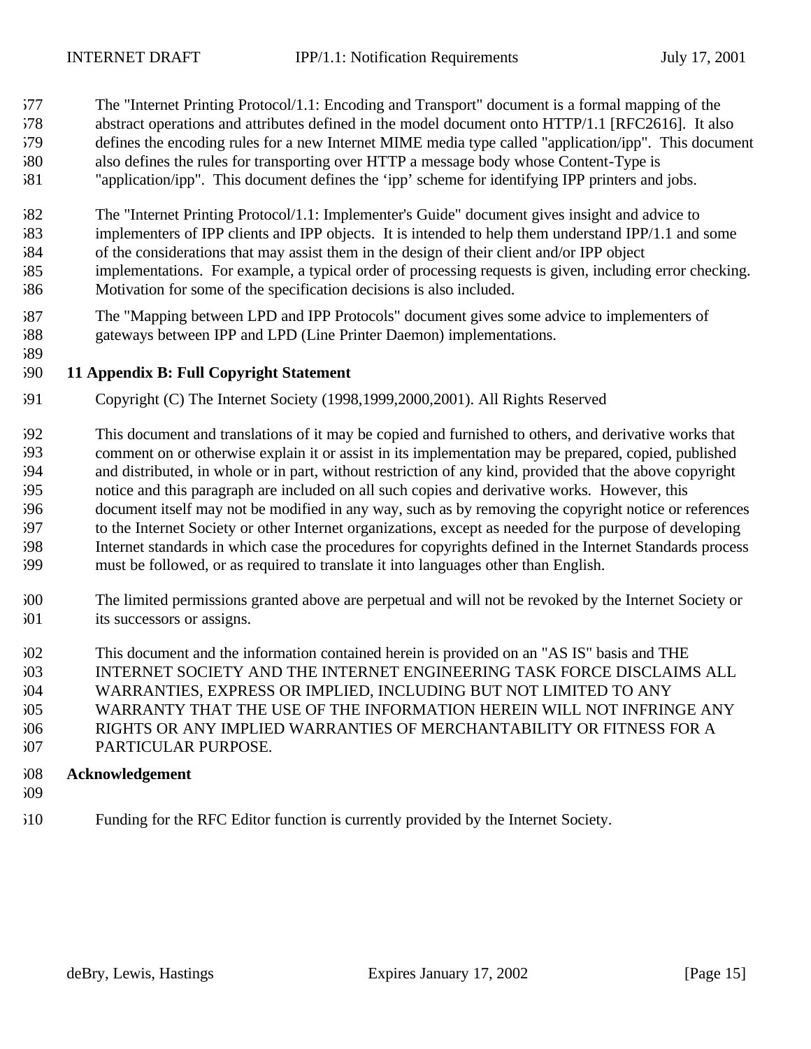The "Internet Printing Protocol/1.1: Encoding and Transport" document is a formal mapping of the abstract operations and attributes defined in the model document onto HTTP/1.1 [RFC2616]. It also defines the encoding rules for a new Internet MIME media type called "application/ipp". This document also defines the rules for transporting over HTTP a message body whose Content-Type is "application/ipp". This document defines the 'ipp' scheme for identifying IPP printers and jobs.

The "Internet Printing Protocol/1.1: Implementer's Guide" document gives insight and advice to implementers of IPP clients and IPP objects. It is intended to help them understand IPP/1.1 and some of the considerations that may assist them in the design of their client and/or IPP object implementations. For example, a typical order of processing requests is given, including error checking. Motivation for some of the specification decisions is also included.

The "Mapping between LPD and IPP Protocols" document gives some advice to implementers of gateways between IPP and LPD (Line Printer Daemon) implementations.

## 11 Appendix B: Full Copyright Statement

Copyright (C) The Internet Society (1998,1999,2000,2001). All Rights Reserved

This document and translations of it may be copied and furnished to others, and derivative works that comment on or otherwise explain it or assist in its implementation may be prepared, copied, published and distributed, in whole or in part, without restriction of any kind, provided that the above copyright notice and this paragraph are included on all such copies and derivative works. However, this document itself may not be modified in any way, such as by removing the copyright notice or references to the Internet Society or other Internet organizations, except as needed for the purpose of developing Internet standards in which case the procedures for copyrights defined in the Internet Standards process must be followed, or as required to translate it into languages other than English.

The limited permissions granted above are perpetual and will not be revoked by the Internet Society or its successors or assigns.

This document and the information contained herein is provided on an "AS IS" basis and THE INTERNET SOCIETY AND THE INTERNET ENGINEERING TASK FORCE DISCLAIMS ALL WARRANTIES, EXPRESS OR IMPLIED, INCLUDING BUT NOT LIMITED TO ANY WARRANTY THAT THE USE OF THE INFORMATION HEREIN WILL NOT INFRINGE ANY RIGHTS OR ANY IMPLIED WARRANTIES OF MERCHANTABILITY OR FITNESS FOR A PARTICULAR PURPOSE.

**Acknowledgement**

Funding for the RFC Editor function is currently provided by the Internet Society.